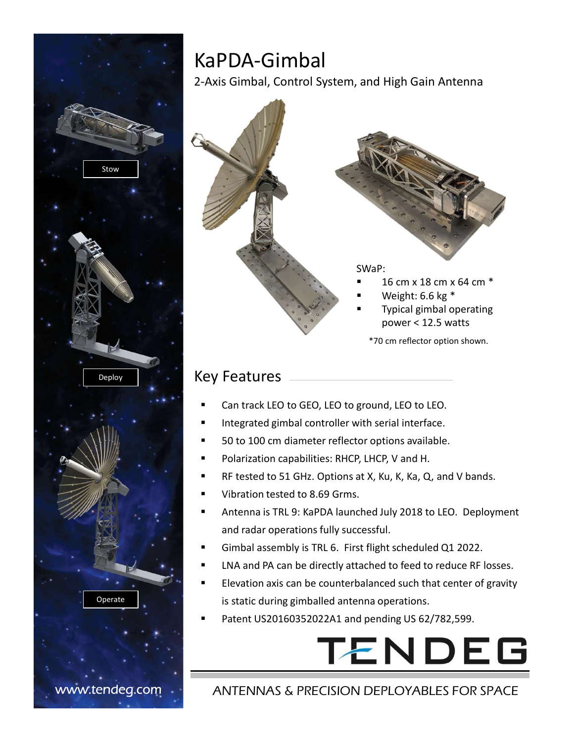Stow

Deploy

Operate

# KaPDA-Gimbal

2-Axis Gimbal, Control System, and High Gain Antenna

SWaP:

- 16 cm x 18 cm x 64 cm *
- Weight: 6.6 kg *
- Typical gimbal operating power < 12.5 watts

*70 cm reflector option shown.

## Key Features

- Can track LEO to GEO, LEO to ground, LEO to LEO.
- Integrated gimbal controller with serial interface.
- 50 to 100 cm diameter reflector options available.
- Polarization capabilities: RHCP, LHCP, V and H.
- RF tested to 51 GHz. Options at X, Ku, K, Ka, Q, and V bands.
- Vibration tested to 8.69 Grms.
- Antenna is TRL 9: KaPDA launched July 2018 to LEO. Deployment and radar operations fully successful.
- Gimbal assembly is TRL 6. First flight scheduled Q1 2022.
- LNA and PA can be directly attached to feed to reduce RF losses.
- Elevation axis can be counterbalanced such that center of gravity is static during gimballed antenna operations.
- Patent US20160352022A1 and pending US 62/782,599.

TENDEG

www.tendeg.com

ANTENNAS & PRECISION DEPLOYABLES FOR SPACE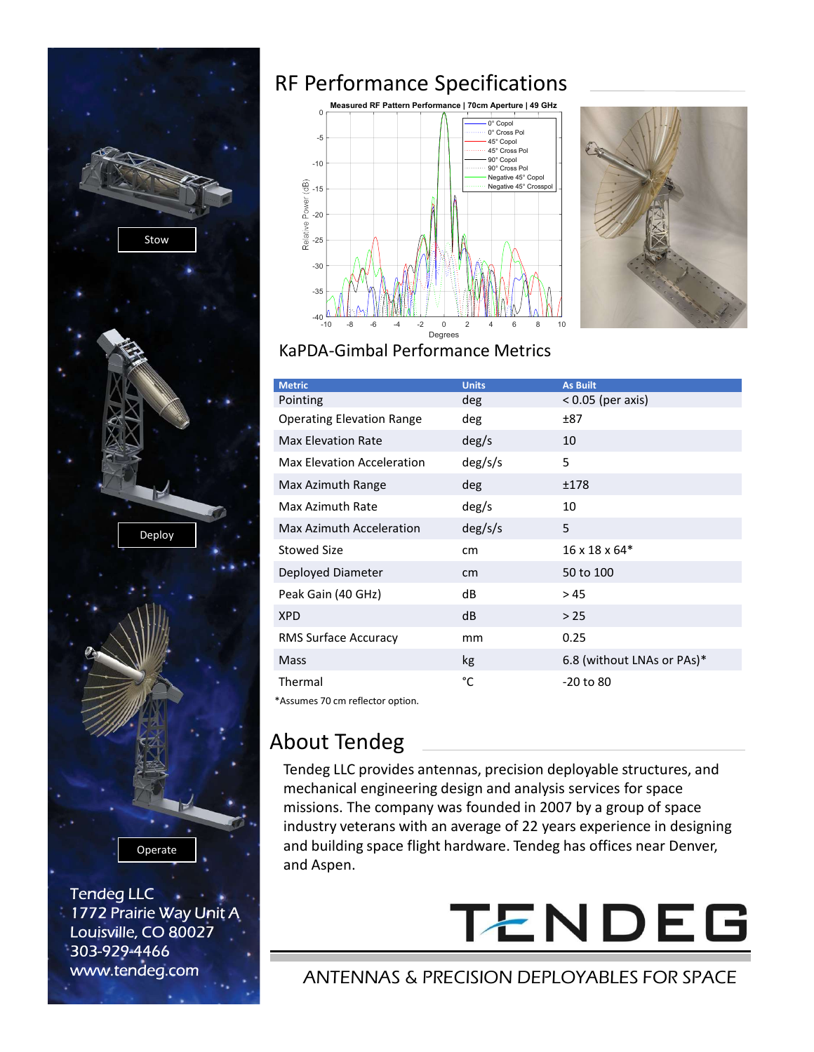Stow

Deploy

Operate

Tendeg LLC
1772 Prairie Way Unit A
Louisville, CO 80027
303-929-4466
www.tendeg.com

## RF Performance Specifications

Measured RF Pattern Performance | 70cm Aperture | 49 GHz

0° Copol
0° Cross Pol
45° Copol
45° Cross Pol
90° Copol
90° Cross Pol
Negative 45° Copol
Negative 45° Crosspol

Relative Power (dB)

0
-5
-10
-15
-20
-25
-30
-35
-40

-10 -8 -6 -4 -2 0 2 4 6 8 10

Degrees

## KaPDA-Gimbal Performance Metrics

| Metric | Units | As Built |
|---|---|---|
| Pointing | deg | < 0.05 (per axis) |
| Operating Elevation Range | deg | ±87 |
| Max Elevation Rate | deg/s | 10 |
| Max Elevation Acceleration | deg/s/s | 5 |
| Max Azimuth Range | deg | ±178 |
| Max Azimuth Rate | deg/s | 10 |
| Max Azimuth Acceleration | deg/s/s | 5 |
| Stowed Size | cm | 16 x 18 x 64* |
| Deployed Diameter | cm | 50 to 100 |
| Peak Gain (40 GHz) | dB | > 45 |
| XPD | dB | > 25 |
| RMS Surface Accuracy | mm | 0.25 |
| Mass | kg | 6.8 (without LNAs or PAs)* |
| Thermal | °C | -20 to 80 |

*Assumes 70 cm reflector option.

## About Tendeg

Tendeg LLC provides antennas, precision deployable structures, and mechanical engineering design and analysis services for space missions. The company was founded in 2007 by a group of space industry veterans with an average of 22 years experience in designing and building space flight hardware. Tendeg has offices near Denver, and Aspen.

TENDEG

ANTENNAS & PRECISION DEPLOYABLES FOR SPACE